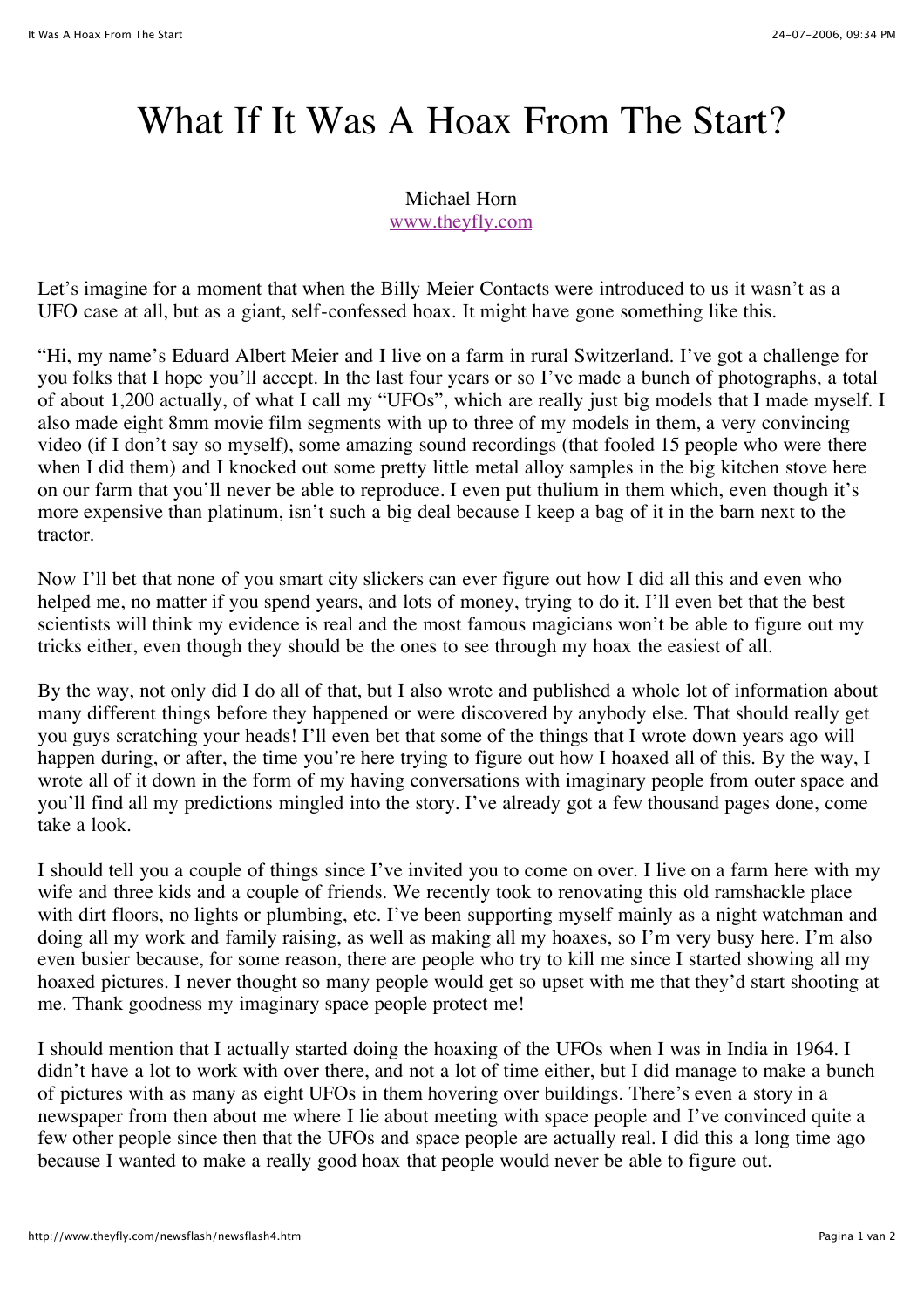# What If It Was A Hoax From The Start?

Michael Horn
[www.theyfly.com](http://www.theyfly.com)

Let's imagine for a moment that when the Billy Meier Contacts were introduced to us it wasn't as a UFO case at all, but as a giant, self-confessed hoax. It might have gone something like this.

"Hi, my name's Eduard Albert Meier and I live on a farm in rural Switzerland. I've got a challenge for you folks that I hope you'll accept. In the last four years or so I've made a bunch of photographs, a total of about 1,200 actually, of what I call my "UFOs", which are really just big models that I made myself. I also made eight 8mm movie film segments with up to three of my models in them, a very convincing video (if I don't say so myself), some amazing sound recordings (that fooled 15 people who were there when I did them) and I knocked out some pretty little metal alloy samples in the big kitchen stove here on our farm that you'll never be able to reproduce. I even put thulium in them which, even though it's more expensive than platinum, isn't such a big deal because I keep a bag of it in the barn next to the tractor.

Now I'll bet that none of you smart city slickers can ever figure out how I did all this and even who helped me, no matter if you spend years, and lots of money, trying to do it. I'll even bet that the best scientists will think my evidence is real and the most famous magicians won't be able to figure out my tricks either, even though they should be the ones to see through my hoax the easiest of all.

By the way, not only did I do all of that, but I also wrote and published a whole lot of information about many different things before they happened or were discovered by anybody else. That should really get you guys scratching your heads! I'll even bet that some of the things that I wrote down years ago will happen during, or after, the time you're here trying to figure out how I hoaxed all of this. By the way, I wrote all of it down in the form of my having conversations with imaginary people from outer space and you'll find all my predictions mingled into the story. I've already got a few thousand pages done, come take a look.

I should tell you a couple of things since I've invited you to come on over. I live on a farm here with my wife and three kids and a couple of friends. We recently took to renovating this old ramshackle place with dirt floors, no lights or plumbing, etc. I've been supporting myself mainly as a night watchman and doing all my work and family raising, as well as making all my hoaxes, so I'm very busy here. I'm also even busier because, for some reason, there are people who try to kill me since I started showing all my hoaxed pictures. I never thought so many people would get so upset with me that they'd start shooting at me. Thank goodness my imaginary space people protect me!

I should mention that I actually started doing the hoaxing of the UFOs when I was in India in 1964. I didn't have a lot to work with over there, and not a lot of time either, but I did manage to make a bunch of pictures with as many as eight UFOs in them hovering over buildings. There's even a story in a newspaper from then about me where I lie about meeting with space people and I've convinced quite a few other people since then that the UFOs and space people are actually real. I did this a long time ago because I wanted to make a really good hoax that people would never be able to figure out.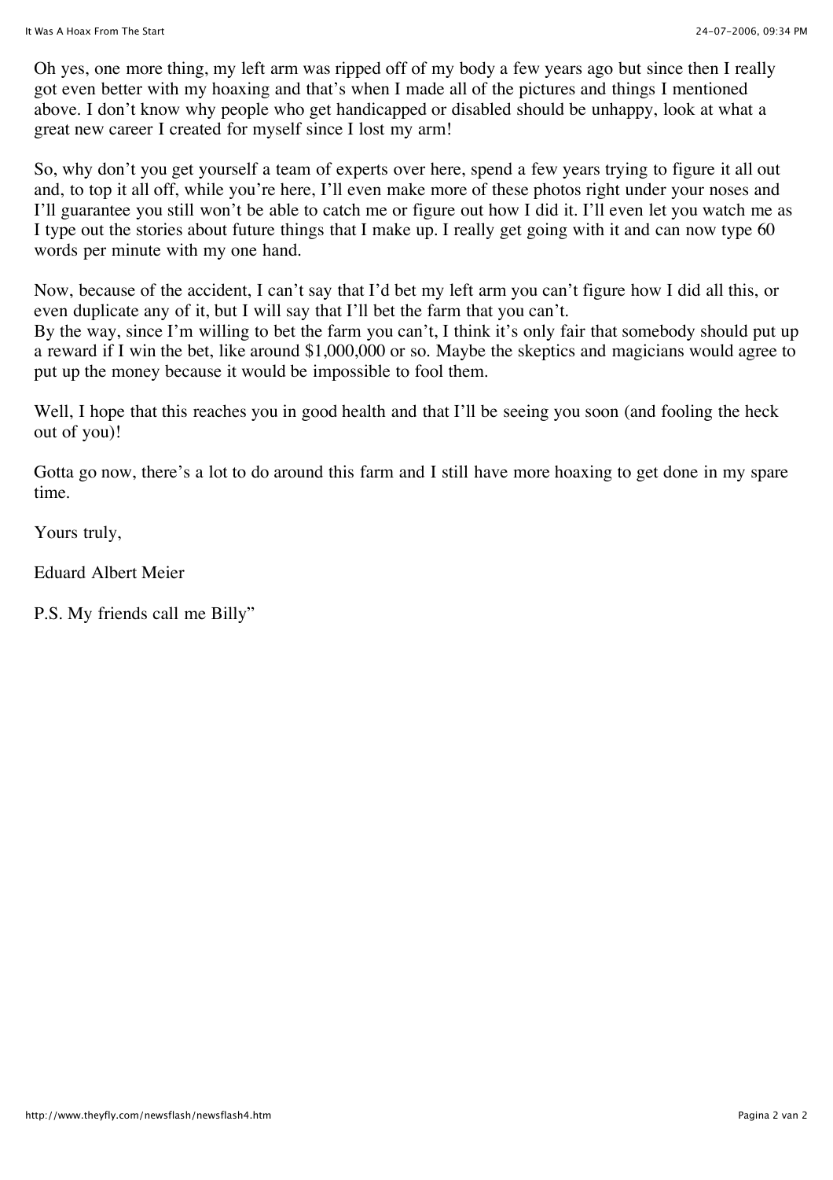Oh yes, one more thing, my left arm was ripped off of my body a few years ago but since then I really got even better with my hoaxing and that's when I made all of the pictures and things I mentioned above. I don't know why people who get handicapped or disabled should be unhappy, look at what a great new career I created for myself since I lost my arm!

So, why don't you get yourself a team of experts over here, spend a few years trying to figure it all out and, to top it all off, while you're here, I'll even make more of these photos right under your noses and I'll guarantee you still won't be able to catch me or figure out how I did it. I'll even let you watch me as I type out the stories about future things that I make up. I really get going with it and can now type 60 words per minute with my one hand.

Now, because of the accident, I can't say that I'd bet my left arm you can't figure how I did all this, or even duplicate any of it, but I will say that I'll bet the farm that you can't.
By the way, since I'm willing to bet the farm you can't, I think it's only fair that somebody should put up a reward if I win the bet, like around $1,000,000 or so. Maybe the skeptics and magicians would agree to put up the money because it would be impossible to fool them.

Well, I hope that this reaches you in good health and that I'll be seeing you soon (and fooling the heck out of you)!

Gotta go now, there's a lot to do around this farm and I still have more hoaxing to get done in my spare time.

Yours truly,

Eduard Albert Meier

P.S. My friends call me Billy"